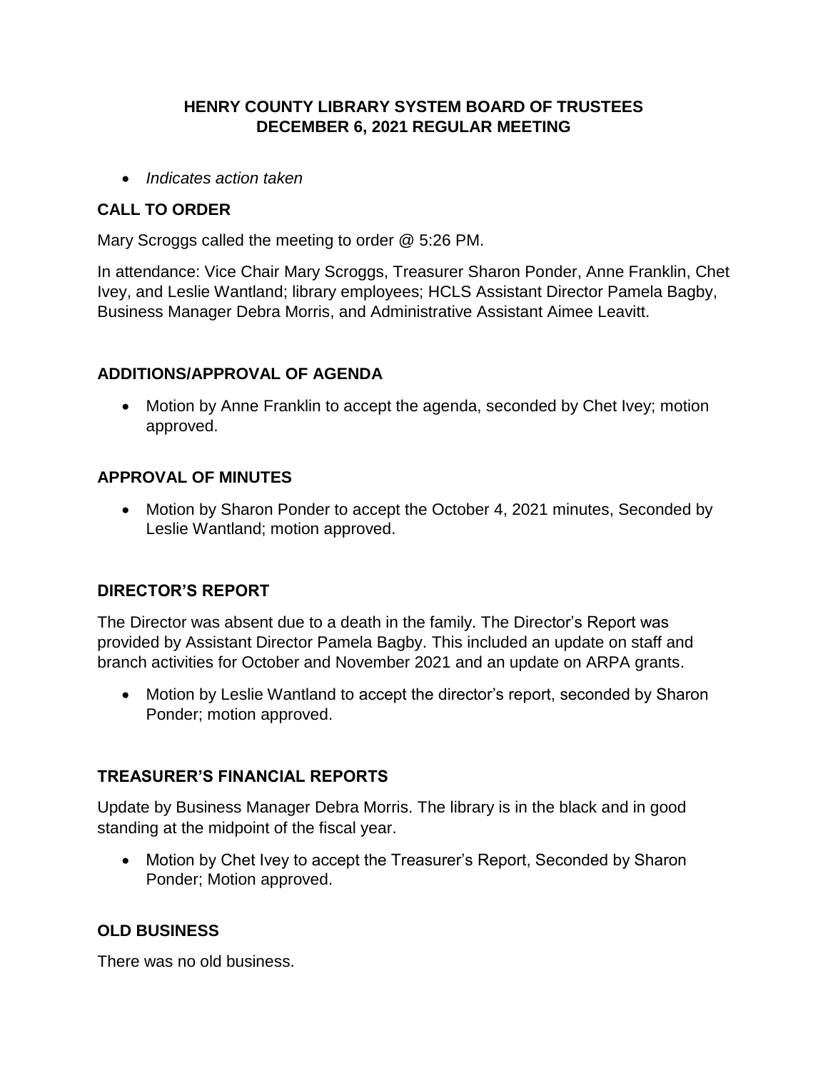# HENRY COUNTY LIBRARY SYSTEM BOARD OF TRUSTEES
# DECEMBER 6, 2021 REGULAR MEETING

- *Indicates action taken*

## CALL TO ORDER

Mary Scroggs called the meeting to order @ 5:26 PM.

In attendance: Vice Chair Mary Scroggs, Treasurer Sharon Ponder, Anne Franklin, Chet Ivey, and Leslie Wantland; library employees; HCLS Assistant Director Pamela Bagby, Business Manager Debra Morris, and Administrative Assistant Aimee Leavitt.

## ADDITIONS/APPROVAL OF AGENDA

- Motion by Anne Franklin to accept the agenda, seconded by Chet Ivey; motion approved.

## APPROVAL OF MINUTES

- Motion by Sharon Ponder to accept the October 4, 2021 minutes, Seconded by Leslie Wantland; motion approved.

## DIRECTOR'S REPORT

The Director was absent due to a death in the family. The Director's Report was provided by Assistant Director Pamela Bagby. This included an update on staff and branch activities for October and November 2021 and an update on ARPA grants.

- Motion by Leslie Wantland to accept the director's report, seconded by Sharon Ponder; motion approved.

## TREASURER'S FINANCIAL REPORTS

Update by Business Manager Debra Morris. The library is in the black and in good standing at the midpoint of the fiscal year.

- Motion by Chet Ivey to accept the Treasurer's Report, Seconded by Sharon Ponder; Motion approved.

## OLD BUSINESS

There was no old business.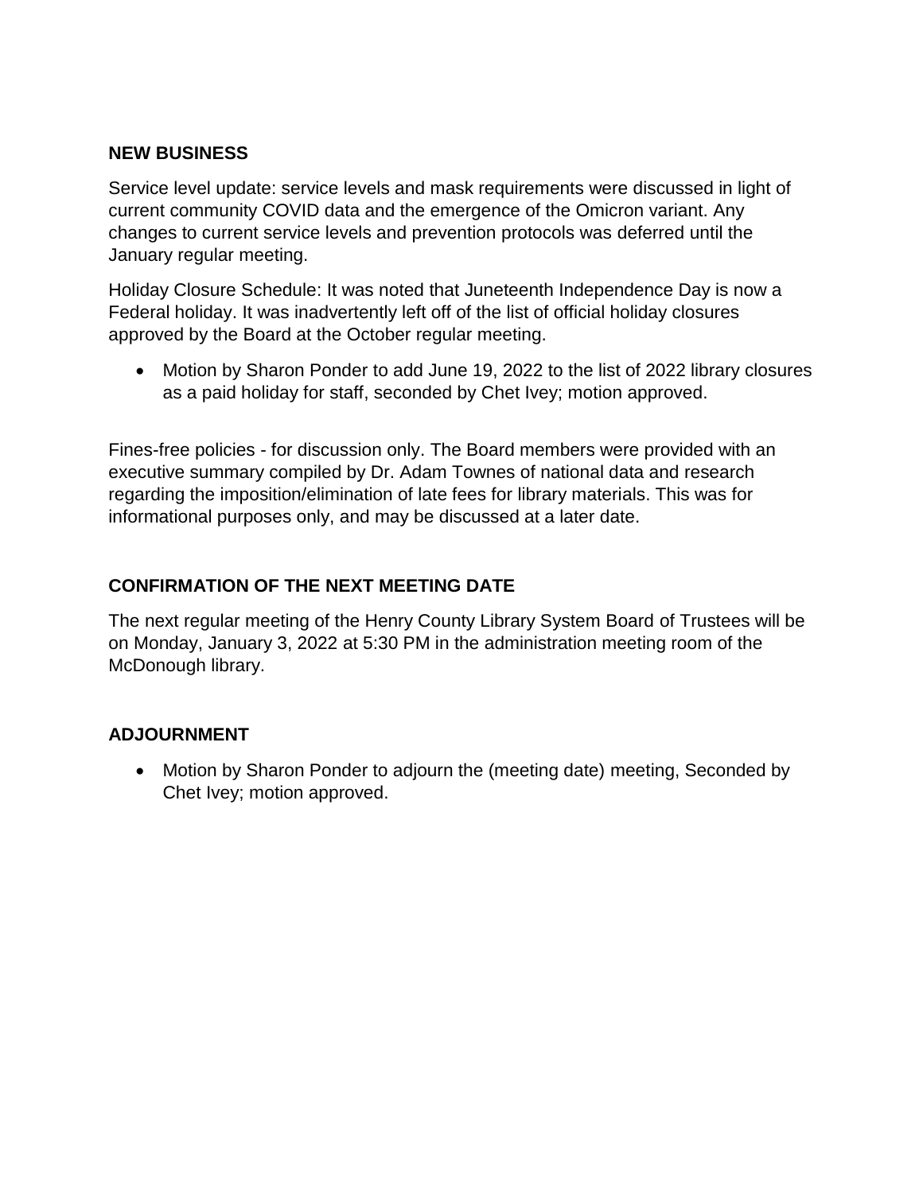## NEW BUSINESS

Service level update: service levels and mask requirements were discussed in light of current community COVID data and the emergence of the Omicron variant. Any changes to current service levels and prevention protocols was deferred until the January regular meeting.

Holiday Closure Schedule: It was noted that Juneteenth Independence Day is now a Federal holiday. It was inadvertently left off of the list of official holiday closures approved by the Board at the October regular meeting.

- Motion by Sharon Ponder to add June 19, 2022 to the list of 2022 library closures as a paid holiday for staff, seconded by Chet Ivey; motion approved.

Fines-free policies - for discussion only. The Board members were provided with an executive summary compiled by Dr. Adam Townes of national data and research regarding the imposition/elimination of late fees for library materials. This was for informational purposes only, and may be discussed at a later date.

## CONFIRMATION OF THE NEXT MEETING DATE

The next regular meeting of the Henry County Library System Board of Trustees will be on Monday, January 3, 2022 at 5:30 PM in the administration meeting room of the McDonough library.

## ADJOURNMENT

- Motion by Sharon Ponder to adjourn the (meeting date) meeting, Seconded by Chet Ivey; motion approved.